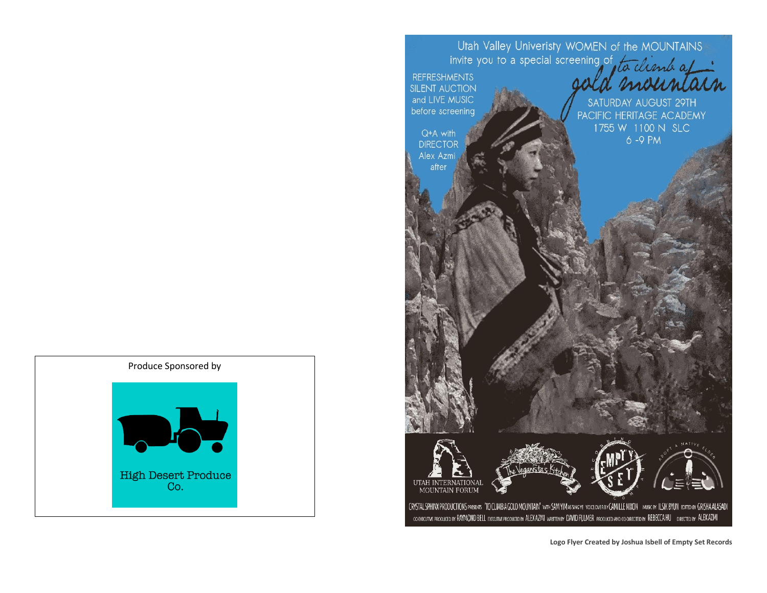Produce Sponsored by

High Desert Produce Co.

Utah Valley Univeristy WOMEN of the MOUNTAINS invite you to a special screening of *to climb a gold mountain*

REFRESHMENTS
SILENT AUCTION
and LIVE MUSIC
before screening

Q+A with
DIRECTOR
Alex Azmi
after

SATURDAY AUGUST 29TH
PACIFIC HERITAGE ACADEMY
1755 W 1100 N SLC
6 -9 PM

UTAH INTERNATIONAL MOUNTAIN FORUM

The Veganistas Kitchen

EMPTY SET

ADOPT A NATIVE ELDER

CRYSTAL SPHINX PRODUCTIONS PRESENTS "TO CLIMB A GOLD MOUNTAIN" WITH SAM YIM AS SING YE VOICEOVER BY CAMILLE NIXON MUSIC BY ILSIK BYUN EDITED BY GRISHA ALASADI
CO-EXECUTIVE PRODUCED BY RAYMOND BELL EXECUTIVE PRODUCED BY ALEX AZMI WRITTEN BY DAVID FULMER PRODUCED AND CO-DIRECTED BY REBECCA HU DIRECTED BY ALEX AZMI

**Logo Flyer Created by Joshua Isbell of Empty Set Records**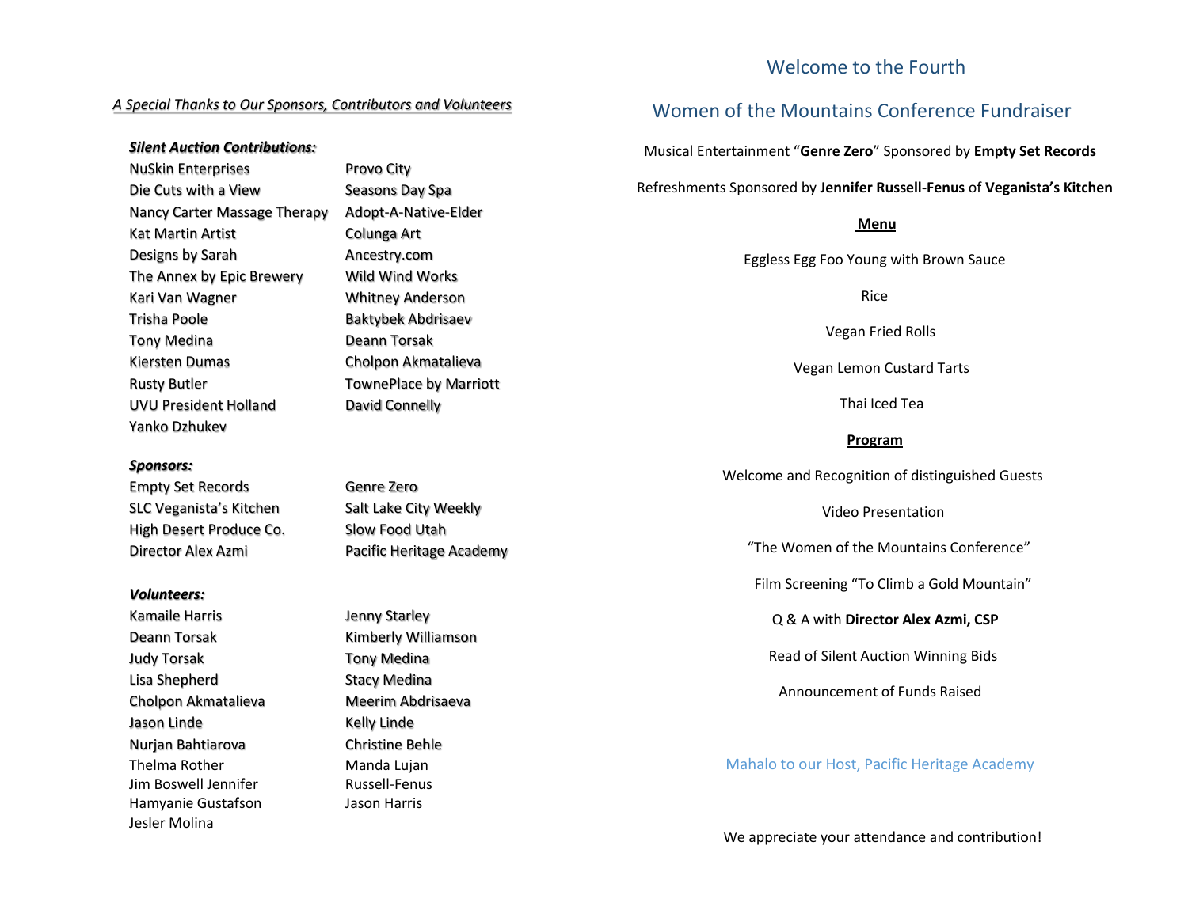*A Special Thanks to Our Sponsors, Contributors and Volunteers*

***Silent Auction Contributions:***

NuSkin Enterprises
Die Cuts with a View
Nancy Carter Massage Therapy
Kat Martin Artist
Designs by Sarah
The Annex by Epic Brewery
Kari Van Wagner
Trisha Poole
Tony Medina
Kiersten Dumas
Rusty Butler
UVU President Holland
Yanko Dzhukev
Provo City
Seasons Day Spa
Adopt-A-Native-Elder
Colunga Art
Ancestry.com
Wild Wind Works
Whitney Anderson
Baktybek Abdrisaev
Deann Torsak
Cholpon Akmatalieva
TownePlace by Marriott
David Connelly

***Sponsors:***

Empty Set Records
SLC Veganista's Kitchen
High Desert Produce Co.
Director Alex Azmi
Genre Zero
Salt Lake City Weekly
Slow Food Utah
Pacific Heritage Academy

***Volunteers:***

Kamaile Harris
Deann Torsak
Judy Torsak
Lisa Shepherd
Cholpon Akmatalieva
Jason Linde
Nurjan Bahtiarova
Thelma Rother
Jim Boswell Jennifer
Hamyanie Gustafson
Jesler Molina
Jenny Starley
Kimberly Williamson
Tony Medina
Stacy Medina
Meerim Abdrisaeva
Kelly Linde
Christine Behle
Manda Lujan
Russell-Fenus
Jason Harris

## Welcome to the Fourth

## Women of the Mountains Conference Fundraiser

Musical Entertainment "**Genre Zero**" Sponsored by **Empty Set Records**

Refreshments Sponsored by **Jennifer Russell-Fenus** of **Veganista's Kitchen**

**Menu**

Eggless Egg Foo Young with Brown Sauce

Rice

Vegan Fried Rolls

Vegan Lemon Custard Tarts

Thai Iced Tea

**Program**

Welcome and Recognition of distinguished Guests

Video Presentation

"The Women of the Mountains Conference"

Film Screening "To Climb a Gold Mountain"

Q & A with **Director Alex Azmi, CSP**

Read of Silent Auction Winning Bids

Announcement of Funds Raised

Mahalo to our Host, Pacific Heritage Academy

We appreciate your attendance and contribution!